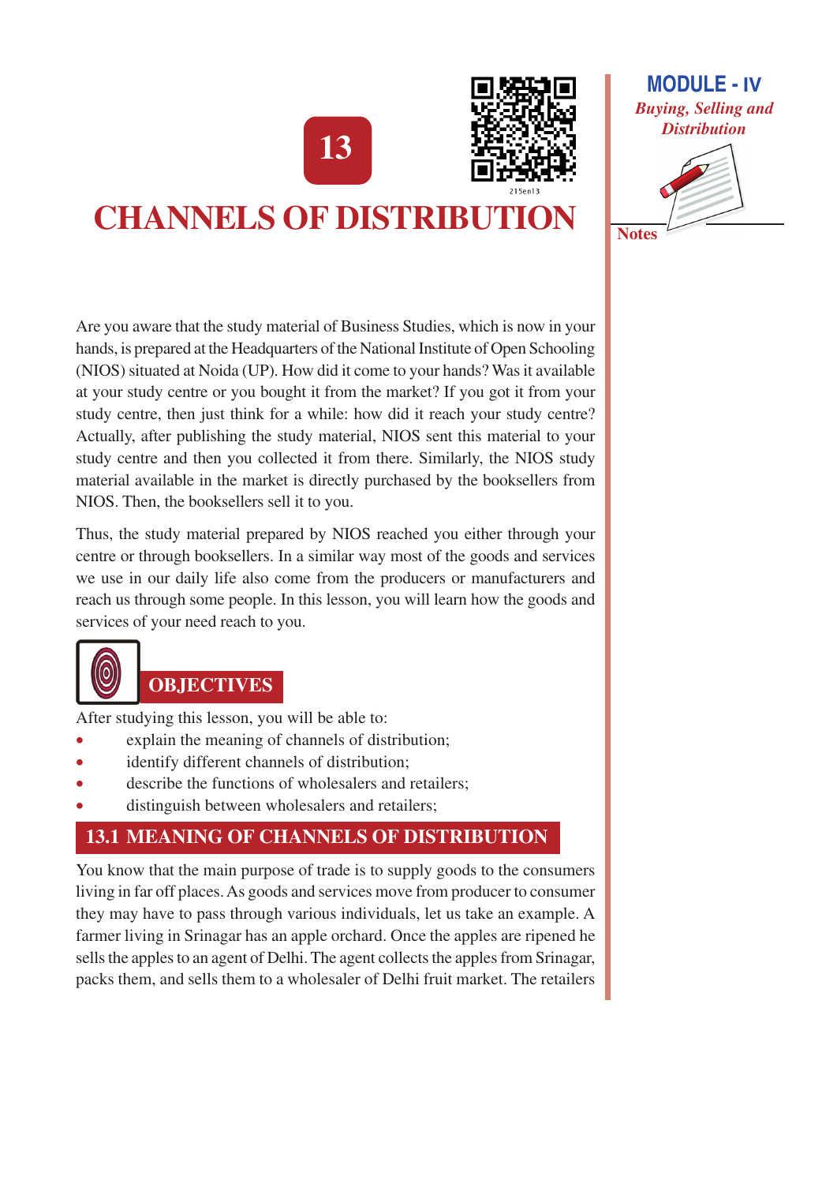# 13

# CHANNELS OF DISTRIBUTION

Are you aware that the study material of Business Studies, which is now in your hands, is prepared at the Headquarters of the National Institute of Open Schooling (NIOS) situated at Noida (UP). How did it come to your hands? Was it available at your study centre or you bought it from the market? If you got it from your study centre, then just think for a while: how did it reach your study centre? Actually, after publishing the study material, NIOS sent this material to your study centre and then you collected it from there. Similarly, the NIOS study material available in the market is directly purchased by the booksellers from NIOS. Then, the booksellers sell it to you.

Thus, the study material prepared by NIOS reached you either through your centre or through booksellers. In a similar way most of the goods and services we use in our daily life also come from the producers or manufacturers and reach us through some people. In this lesson, you will learn how the goods and services of your need reach to you.

## OBJECTIVES

After studying this lesson, you will be able to:

- explain the meaning of channels of distribution;
- identify different channels of distribution;
- describe the functions of wholesalers and retailers;
- distinguish between wholesalers and retailers;

## 13.1 MEANING OF CHANNELS OF DISTRIBUTION

You know that the main purpose of trade is to supply goods to the consumers living in far off places. As goods and services move from producer to consumer they may have to pass through various individuals, let us take an example. A farmer living in Srinagar has an apple orchard. Once the apples are ripened he sells the apples to an agent of Delhi. The agent collects the apples from Srinagar, packs them, and sells them to a wholesaler of Delhi fruit market. The retailers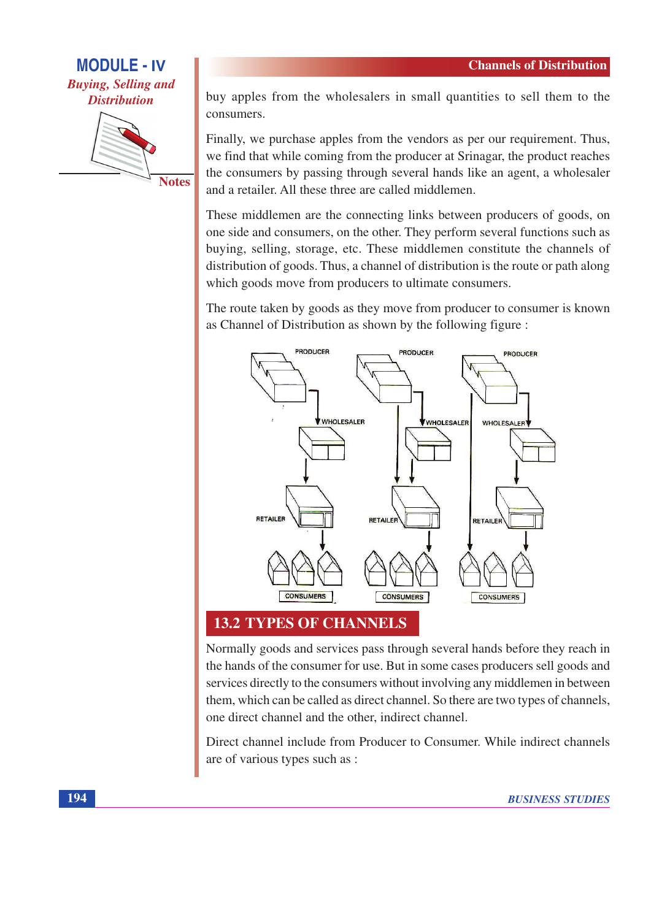buy apples from the wholesalers in small quantities to sell them to the consumers.

Finally, we purchase apples from the vendors as per our requirement. Thus, we find that while coming from the producer at Srinagar, the product reaches the consumers by passing through several hands like an agent, a wholesaler and a retailer. All these three are called middlemen.

These middlemen are the connecting links between producers of goods, on one side and consumers, on the other. They perform several functions such as buying, selling, storage, etc. These middlemen constitute the channels of distribution of goods. Thus, a channel of distribution is the route or path along which goods move from producers to ultimate consumers.

The route taken by goods as they move from producer to consumer is known as Channel of Distribution as shown by the following figure :

## 13.2 TYPES OF CHANNELS

Normally goods and services pass through several hands before they reach in the hands of the consumer for use. But in some cases producers sell goods and services directly to the consumers without involving any middlemen in between them, which can be called as direct channel. So there are two types of channels, one direct channel and the other, indirect channel.

Direct channel include from Producer to Consumer. While indirect channels are of various types such as :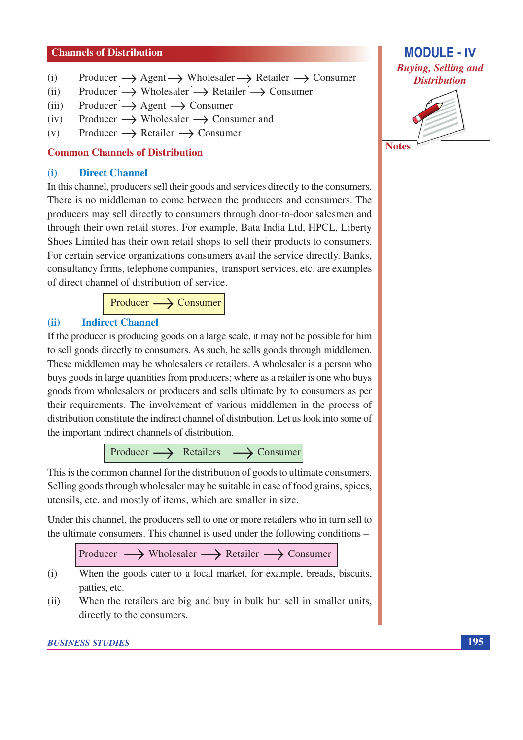(i) Producer ⟶ Agent ⟶ Wholesaler ⟶ Retailer ⟶ Consumer
(ii) Producer ⟶ Wholesaler ⟶ Retailer ⟶ Consumer
(iii) Producer ⟶ Agent ⟶ Consumer
(iv) Producer ⟶ Wholesaler ⟶ Consumer and
(v) Producer ⟶ Retailer ⟶ Consumer

## Common Channels of Distribution

### (i) Direct Channel

In this channel, producers sell their goods and services directly to the consumers. There is no middleman to come between the producers and consumers. The producers may sell directly to consumers through door-to-door salesmen and through their own retail stores. For example, Bata India Ltd, HPCL, Liberty Shoes Limited has their own retail shops to sell their products to consumers. For certain service organizations consumers avail the service directly. Banks, consultancy firms, telephone companies, transport services, etc. are examples of direct channel of distribution of service.

Producer ⟶ Consumer

### (ii) Indirect Channel

If the producer is producing goods on a large scale, it may not be possible for him to sell goods directly to consumers. As such, he sells goods through middlemen. These middlemen may be wholesalers or retailers. A wholesaler is a person who buys goods in large quantities from producers; where as a retailer is one who buys goods from wholesalers or producers and sells ultimate by to consumers as per their requirements. The involvement of various middlemen in the process of distribution constitute the indirect channel of distribution. Let us look into some of the important indirect channels of distribution.

Producer ⟶ Retailers ⟶ Consumer

This is the common channel for the distribution of goods to ultimate consumers. Selling goods through wholesaler may be suitable in case of food grains, spices, utensils, etc. and mostly of items, which are smaller in size.

Under this channel, the producers sell to one or more retailers who in turn sell to the ultimate consumers. This channel is used under the following conditions –

Producer ⟶ Wholesaler ⟶ Retailer ⟶ Consumer

(i) When the goods cater to a local market, for example, breads, biscuits, patties, etc.
(ii) When the retailers are big and buy in bulk but sell in smaller units, directly to the consumers.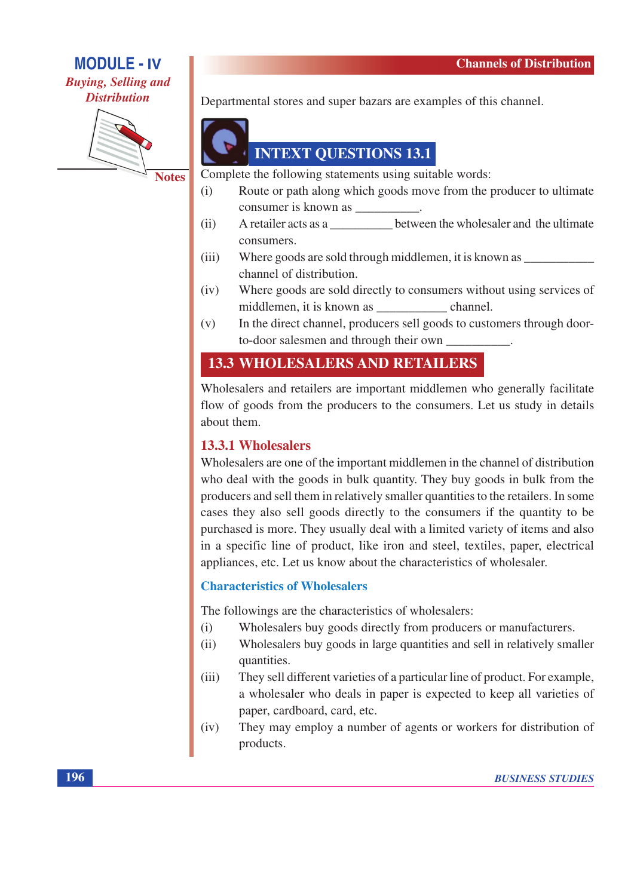Departmental stores and super bazars are examples of this channel.

## INTEXT QUESTIONS 13.1

Complete the following statements using suitable words:

(i) Route or path along which goods move from the producer to ultimate consumer is known as __________.

(ii) A retailer acts as a __________ between the wholesaler and the ultimate consumers.

(iii) Where goods are sold through middlemen, it is known as ___________ channel of distribution.

(iv) Where goods are sold directly to consumers without using services of middlemen, it is known as ___________ channel.

(v) In the direct channel, producers sell goods to customers through door-to-door salesmen and through their own __________.

## 13.3 WHOLESALERS AND RETAILERS

Wholesalers and retailers are important middlemen who generally facilitate flow of goods from the producers to the consumers. Let us study in details about them.

### 13.3.1 Wholesalers

Wholesalers are one of the important middlemen in the channel of distribution who deal with the goods in bulk quantity. They buy goods in bulk from the producers and sell them in relatively smaller quantities to the retailers. In some cases they also sell goods directly to the consumers if the quantity to be purchased is more. They usually deal with a limited variety of items and also in a specific line of product, like iron and steel, textiles, paper, electrical appliances, etc. Let us know about the characteristics of wholesaler.

#### Characteristics of Wholesalers

The followings are the characteristics of wholesalers:

(i) Wholesalers buy goods directly from producers or manufacturers.

(ii) Wholesalers buy goods in large quantities and sell in relatively smaller quantities.

(iii) They sell different varieties of a particular line of product. For example, a wholesaler who deals in paper is expected to keep all varieties of paper, cardboard, card, etc.

(iv) They may employ a number of agents or workers for distribution of products.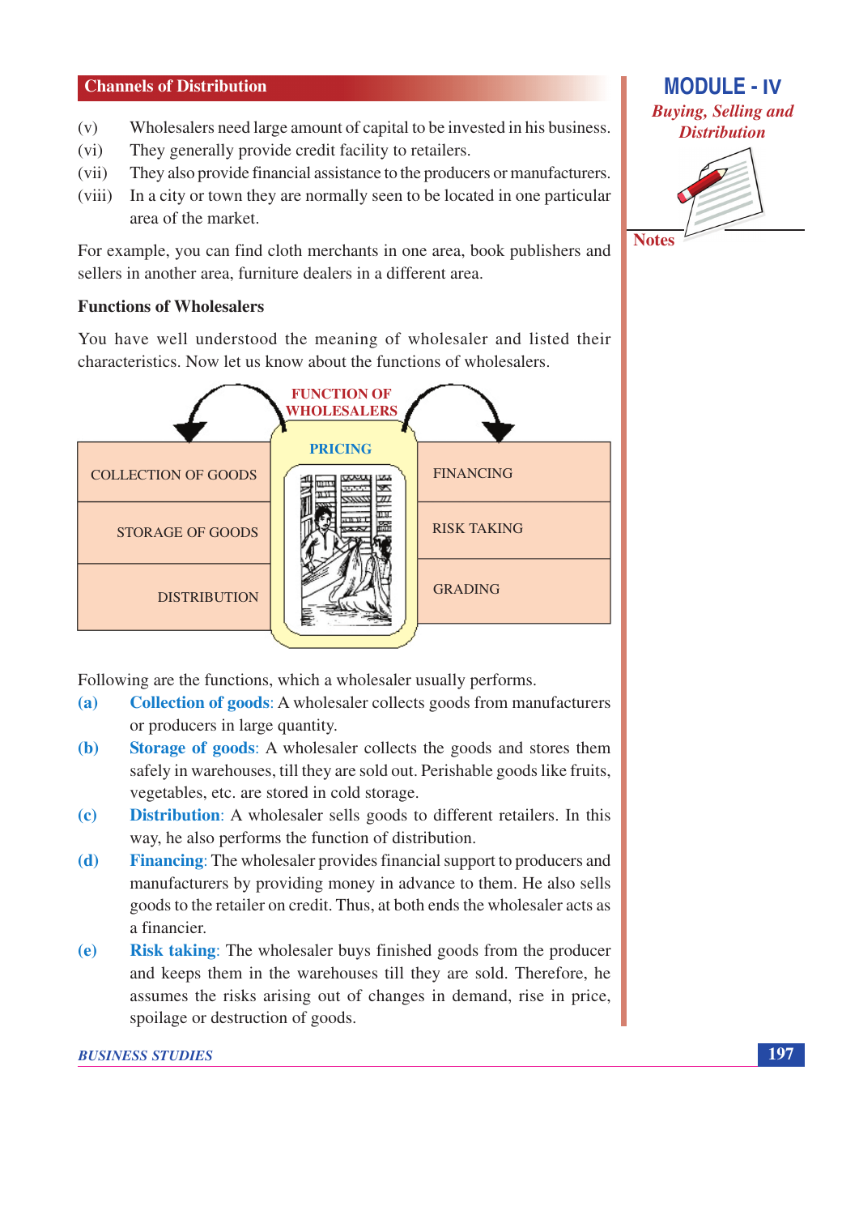(v) Wholesalers need large amount of capital to be invested in his business.

(vi) They generally provide credit facility to retailers.

(vii) They also provide financial assistance to the producers or manufacturers.

(viii) In a city or town they are normally seen to be located in one particular area of the market.

For example, you can find cloth merchants in one area, book publishers and sellers in another area, furniture dealers in a different area.

### Functions of Wholesalers

You have well understood the meaning of wholesaler and listed their characteristics. Now let us know about the functions of wholesalers.

FUNCTION OF WHOLESALERS

| | PRICING | |
|---|---|---|
| COLLECTION OF GOODS | | FINANCING |
| STORAGE OF GOODS | | RISK TAKING |
| DISTRIBUTION | | GRADING |

Following are the functions, which a wholesaler usually performs.

(a) **Collection of goods**: A wholesaler collects goods from manufacturers or producers in large quantity.

(b) **Storage of goods**: A wholesaler collects the goods and stores them safely in warehouses, till they are sold out. Perishable goods like fruits, vegetables, etc. are stored in cold storage.

(c) **Distribution**: A wholesaler sells goods to different retailers. In this way, he also performs the function of distribution.

(d) **Financing**: The wholesaler provides financial support to producers and manufacturers by providing money in advance to them. He also sells goods to the retailer on credit. Thus, at both ends the wholesaler acts as a financier.

(e) **Risk taking**: The wholesaler buys finished goods from the producer and keeps them in the warehouses till they are sold. Therefore, he assumes the risks arising out of changes in demand, rise in price, spoilage or destruction of goods.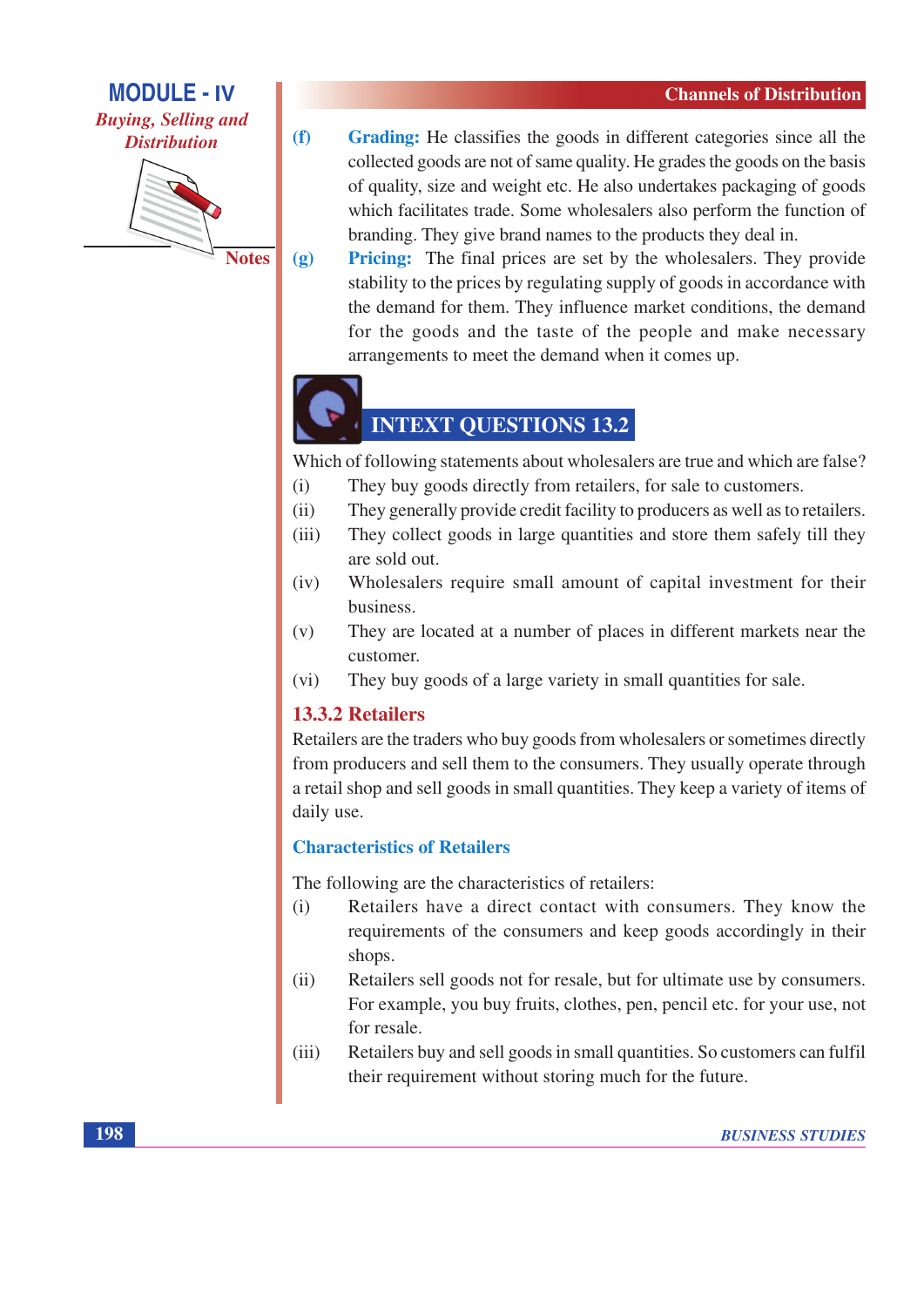(f) **Grading:** He classifies the goods in different categories since all the collected goods are not of same quality. He grades the goods on the basis of quality, size and weight etc. He also undertakes packaging of goods which facilitates trade. Some wholesalers also perform the function of branding. They give brand names to the products they deal in.

(g) **Pricing:** The final prices are set by the wholesalers. They provide stability to the prices by regulating supply of goods in accordance with the demand for them. They influence market conditions, the demand for the goods and the taste of the people and make necessary arrangements to meet the demand when it comes up.

## INTEXT QUESTIONS 13.2

Which of following statements about wholesalers are true and which are false?

(i) They buy goods directly from retailers, for sale to customers.

(ii) They generally provide credit facility to producers as well as to retailers.

(iii) They collect goods in large quantities and store them safely till they are sold out.

(iv) Wholesalers require small amount of capital investment for their business.

(v) They are located at a number of places in different markets near the customer.

(vi) They buy goods of a large variety in small quantities for sale.

### 13.3.2 Retailers

Retailers are the traders who buy goods from wholesalers or sometimes directly from producers and sell them to the consumers. They usually operate through a retail shop and sell goods in small quantities. They keep a variety of items of daily use.

#### Characteristics of Retailers

The following are the characteristics of retailers:

(i) Retailers have a direct contact with consumers. They know the requirements of the consumers and keep goods accordingly in their shops.

(ii) Retailers sell goods not for resale, but for ultimate use by consumers. For example, you buy fruits, clothes, pen, pencil etc. for your use, not for resale.

(iii) Retailers buy and sell goods in small quantities. So customers can fulfil their requirement without storing much for the future.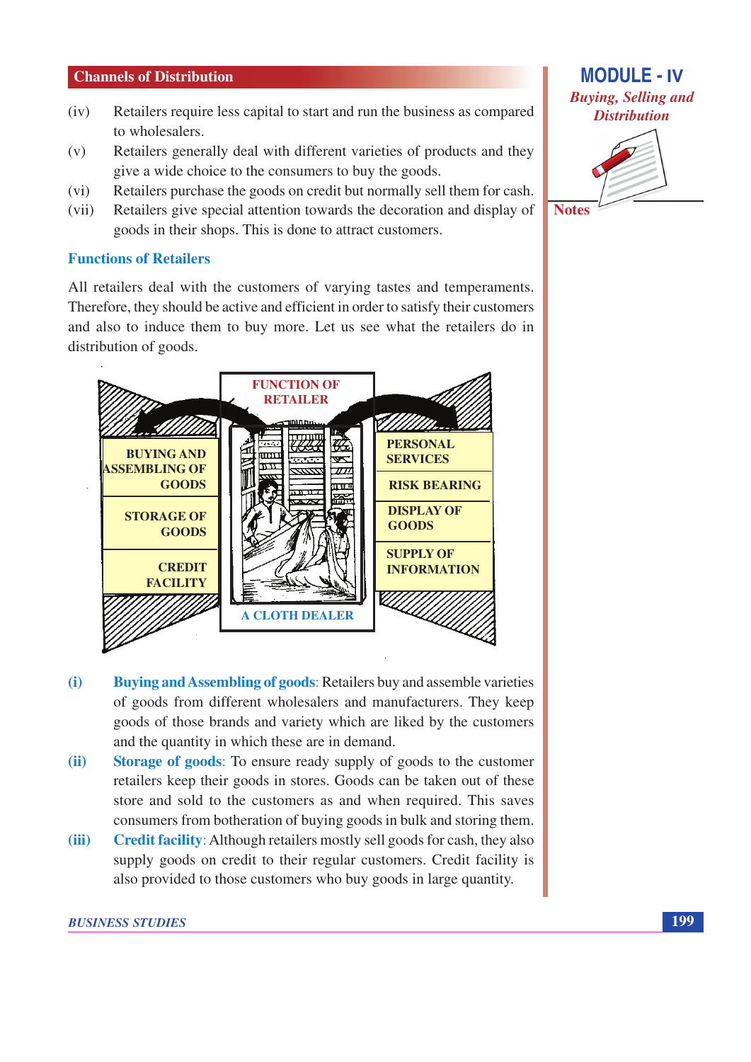(iv) Retailers require less capital to start and run the business as compared to wholesalers.

(v) Retailers generally deal with different varieties of products and they give a wide choice to the consumers to buy the goods.

(vi) Retailers purchase the goods on credit but normally sell them for cash.

(vii) Retailers give special attention towards the decoration and display of goods in their shops. This is done to attract customers.

### Functions of Retailers

All retailers deal with the customers of varying tastes and temperaments. Therefore, they should be active and efficient in order to satisfy their customers and also to induce them to buy more. Let us see what the retailers do in distribution of goods.

FUNCTION OF RETAILER

BUYING AND ASSEMBLING OF GOODS

STORAGE OF GOODS

CREDIT FACILITY

PERSONAL SERVICES

RISK BEARING

DISPLAY OF GOODS

SUPPLY OF INFORMATION

A CLOTH DEALER

(i) **Buying and Assembling of goods**: Retailers buy and assemble varieties of goods from different wholesalers and manufacturers. They keep goods of those brands and variety which are liked by the customers and the quantity in which these are in demand.

(ii) **Storage of goods**: To ensure ready supply of goods to the customer retailers keep their goods in stores. Goods can be taken out of these store and sold to the customers as and when required. This saves consumers from botheration of buying goods in bulk and storing them.

(iii) **Credit facility**: Although retailers mostly sell goods for cash, they also supply goods on credit to their regular customers. Credit facility is also provided to those customers who buy goods in large quantity.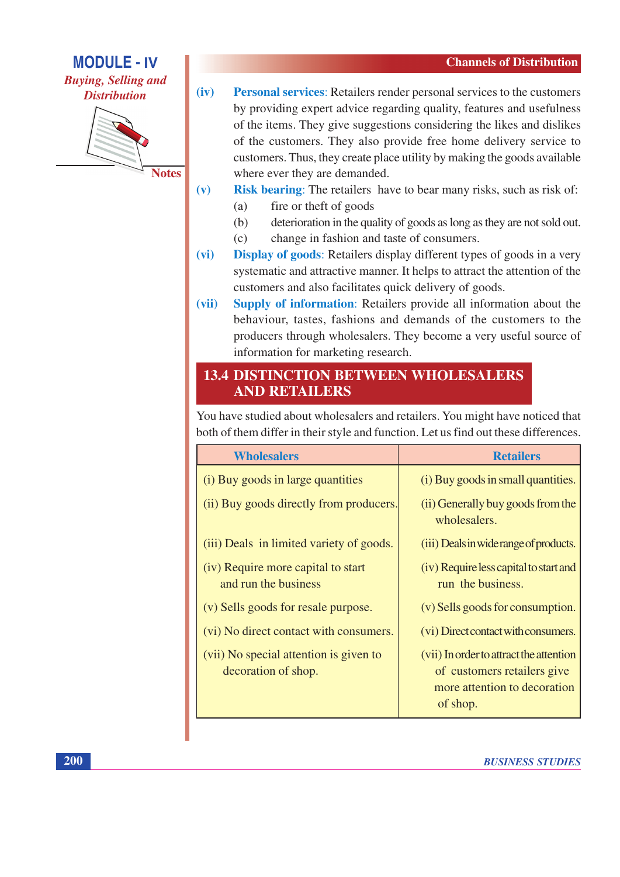(iv) **Personal services**: Retailers render personal services to the customers by providing expert advice regarding quality, features and usefulness of the items. They give suggestions considering the likes and dislikes of the customers. They also provide free home delivery service to customers. Thus, they create place utility by making the goods available where ever they are demanded.

(v) **Risk bearing**: The retailers have to bear many risks, such as risk of:

(a) fire or theft of goods

(b) deterioration in the quality of goods as long as they are not sold out.

(c) change in fashion and taste of consumers.

(vi) **Display of goods**: Retailers display different types of goods in a very systematic and attractive manner. It helps to attract the attention of the customers and also facilitates quick delivery of goods.

(vii) **Supply of information**: Retailers provide all information about the behaviour, tastes, fashions and demands of the customers to the producers through wholesalers. They become a very useful source of information for marketing research.

## 13.4 DISTINCTION BETWEEN WHOLESALERS AND RETAILERS

You have studied about wholesalers and retailers. You might have noticed that both of them differ in their style and function. Let us find out these differences.

| Wholesalers | Retailers |
|---|---|
| (i) Buy goods in large quantities | (i) Buy goods in small quantities. |
| (ii) Buy goods directly from producers. | (ii) Generally buy goods from the wholesalers. |
| (iii) Deals in limited variety of goods. | (iii) Deals in wide range of products. |
| (iv) Require more capital to start and run the business | (iv) Require less capital to start and run the business. |
| (v) Sells goods for resale purpose. | (v) Sells goods for consumption. |
| (vi) No direct contact with consumers. | (vi) Direct contact with consumers. |
| (vii) No special attention is given to decoration of shop. | (vii) In order to attract the attention of customers retailers give more attention to decoration of shop. |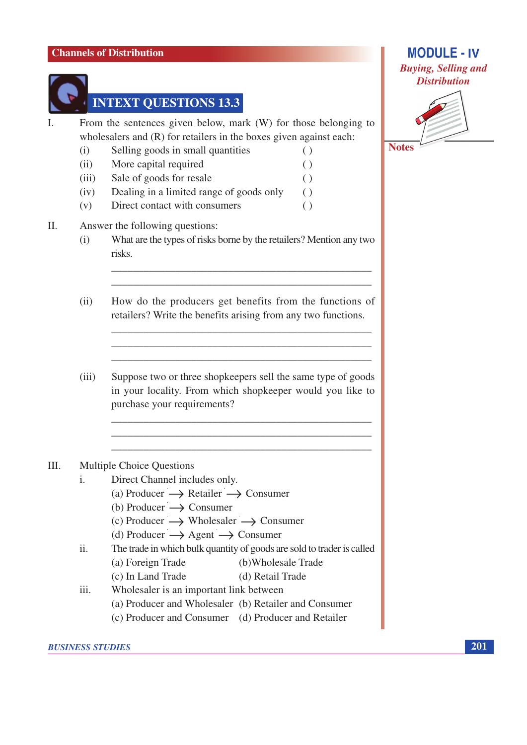## INTEXT QUESTIONS 13.3

I. From the sentences given below, mark (W) for those belonging to wholesalers and (R) for retailers in the boxes given against each:

   (i) Selling goods in small quantities ( )

   (ii) More capital required ( )

   (iii) Sale of goods for resale ( )

   (iv) Dealing in a limited range of goods only ( )

   (v) Direct contact with consumers ( )

II. Answer the following questions:

   (i) What are the types of risks borne by the retailers? Mention any two risks.

   ______________________________________________

   ______________________________________________

   (ii) How do the producers get benefits from the functions of retailers? Write the benefits arising from any two functions.

   ______________________________________________

   ______________________________________________

   ______________________________________________

   (iii) Suppose two or three shopkeepers sell the same type of goods in your locality. From which shopkeeper would you like to purchase your requirements?

   ______________________________________________

   ______________________________________________

   ______________________________________________

III. Multiple Choice Questions

   i. Direct Channel includes only.

   (a) Producer ⟶ Retailer ⟶ Consumer

   (b) Producer ⟶ Consumer

   (c) Producer ⟶ Wholesaler ⟶ Consumer

   (d) Producer ⟶ Agent ⟶ Consumer

   ii. The trade in which bulk quantity of goods are sold to trader is called

   (a) Foreign Trade (b) Wholesale Trade

   (c) In Land Trade (d) Retail Trade

   iii. Wholesaler is an important link between

   (a) Producer and Wholesaler (b) Retailer and Consumer

   (c) Producer and Consumer (d) Producer and Retailer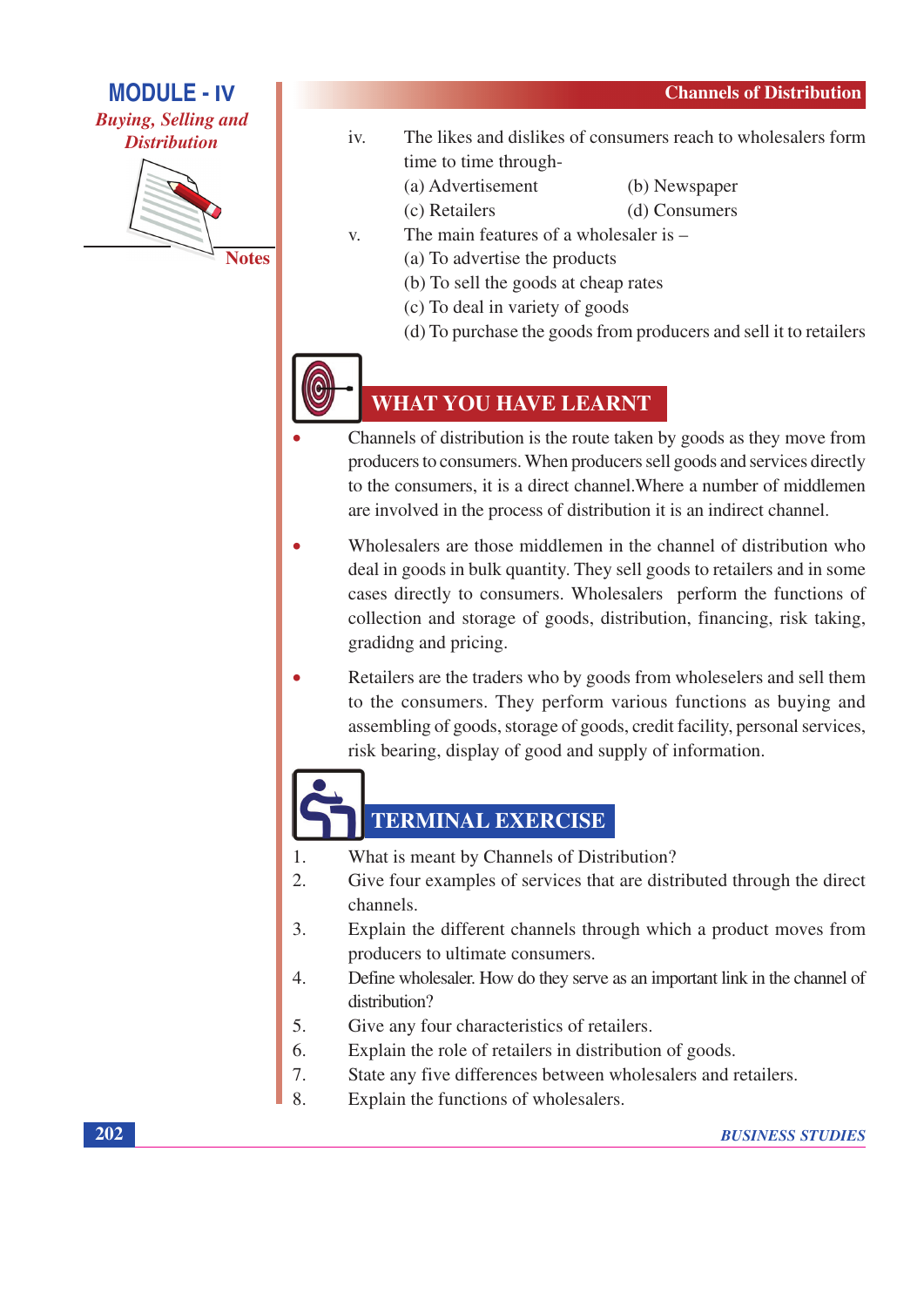iv. The likes and dislikes of consumers reach to wholesalers form time to time through-

(a) Advertisement (b) Newspaper

(c) Retailers (d) Consumers

v. The main features of a wholesaler is –

(a) To advertise the products

(b) To sell the goods at cheap rates

(c) To deal in variety of goods

(d) To purchase the goods from producers and sell it to retailers

## WHAT YOU HAVE LEARNT

- Channels of distribution is the route taken by goods as they move from producers to consumers. When producers sell goods and services directly to the consumers, it is a direct channel.Where a number of middlemen are involved in the process of distribution it is an indirect channel.

- Wholesalers are those middlemen in the channel of distribution who deal in goods in bulk quantity. They sell goods to retailers and in some cases directly to consumers. Wholesalers perform the functions of collection and storage of goods, distribution, financing, risk taking, gradidng and pricing.

- Retailers are the traders who by goods from wholeselers and sell them to the consumers. They perform various functions as buying and assembling of goods, storage of goods, credit facility, personal services, risk bearing, display of good and supply of information.

## TERMINAL EXERCISE

1. What is meant by Channels of Distribution?
2. Give four examples of services that are distributed through the direct channels.
3. Explain the different channels through which a product moves from producers to ultimate consumers.
4. Define wholesaler. How do they serve as an important link in the channel of distribution?
5. Give any four characteristics of retailers.
6. Explain the role of retailers in distribution of goods.
7. State any five differences between wholesalers and retailers.
8. Explain the functions of wholesalers.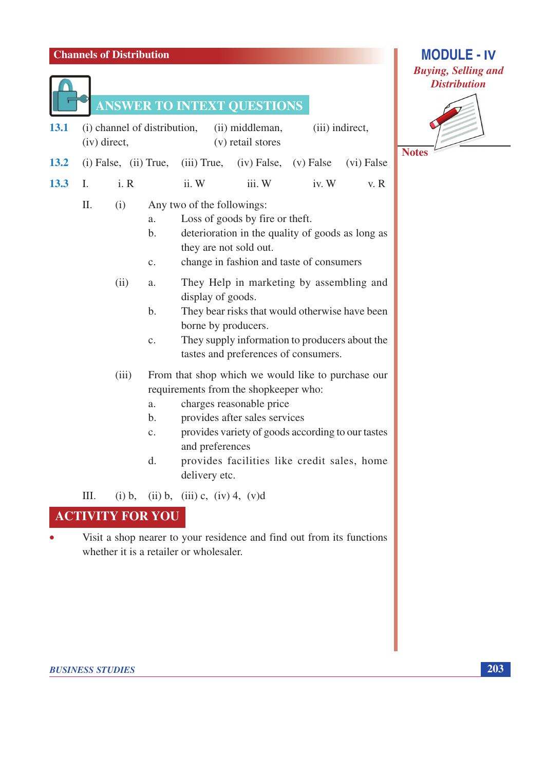## ANSWER TO INTEXT QUESTIONS

**13.1** (i) channel of distribution, (ii) middleman, (iii) indirect, (iv) direct, (v) retail stores

**13.2** (i) False, (ii) True, (iii) True, (iv) False, (v) False (vi) False

**13.3** I. i. R ii. W iii. W iv. W v. R

II. (i) Any two of the followings:

a. Loss of goods by fire or theft.

b. deterioration in the quality of goods as long as they are not sold out.

c. change in fashion and taste of consumers

(ii) a. They Help in marketing by assembling and display of goods.

b. They bear risks that would otherwise have been borne by producers.

c. They supply information to producers about the tastes and preferences of consumers.

(iii) From that shop which we would like to purchase our requirements from the shopkeeper who:

a. charges reasonable price

b. provides after sales services

c. provides variety of goods according to our tastes and preferences

d. provides facilities like credit sales, home delivery etc.

III. (i) b, (ii) b, (iii) c, (iv) 4, (v)d

## ACTIVITY FOR YOU

- Visit a shop nearer to your residence and find out from its functions whether it is a retailer or wholesaler.